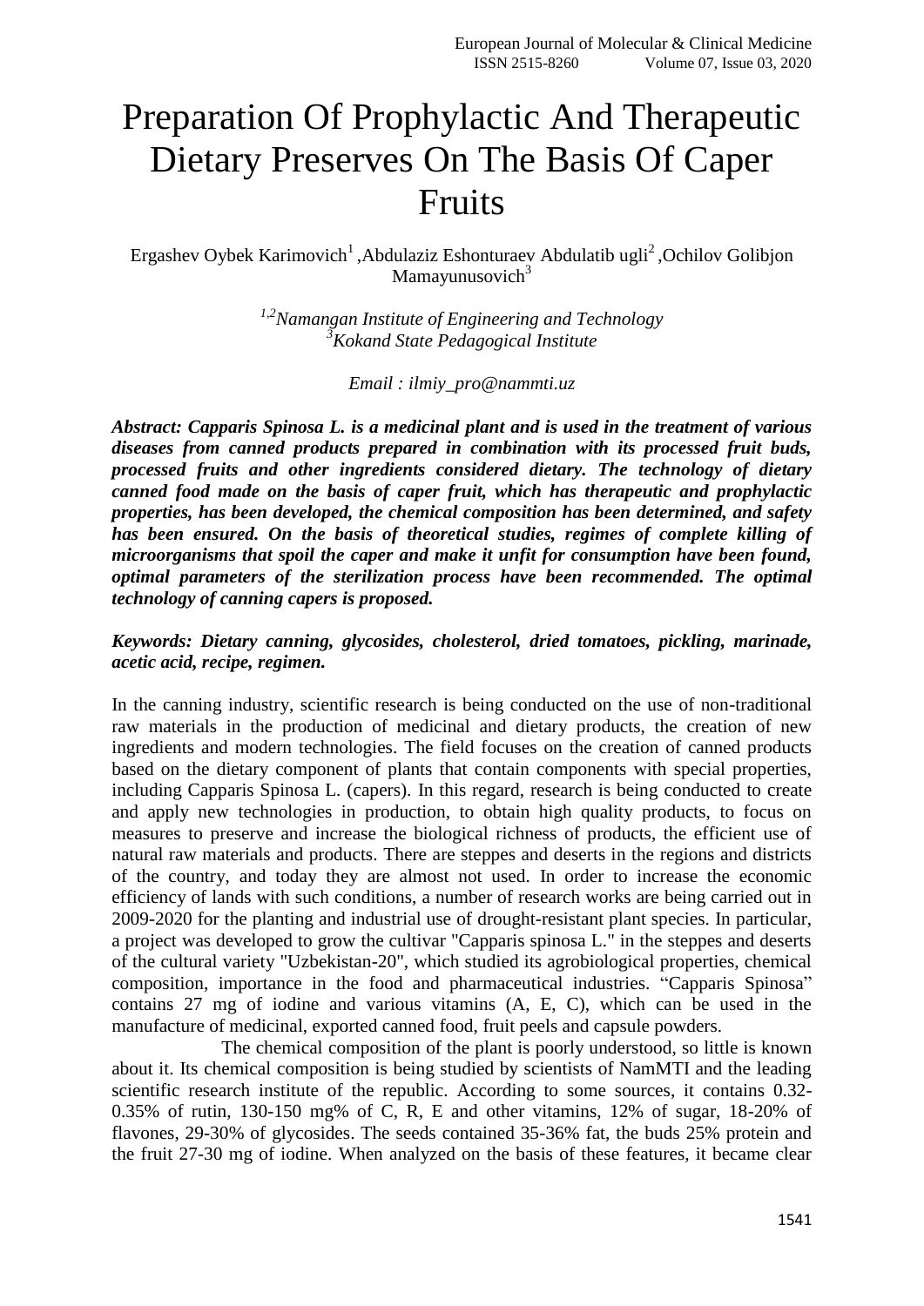# Preparation Of Prophylactic And Therapeutic Dietary Preserves On The Basis Of Caper Fruits

Ergashev Oybek Karimovich[1] ,Abdulaziz Eshonturaev Abdulatib ugli[2] ,Ochilov Golibjon Mamayunusovich[3]

*[1,2]Namangan Institute of Engineering and Technology*
*[3]Kokand State Pedagogical Institute*

*Email : ilmiy_pro@nammti.uz*

***Abstract: Capparis Spinosa L. is a medicinal plant and is used in the treatment of various diseases from canned products prepared in combination with its processed fruit buds, processed fruits and other ingredients considered dietary. The technology of dietary canned food made on the basis of caper fruit, which has therapeutic and prophylactic properties, has been developed, the chemical composition has been determined, and safety has been ensured. On the basis of theoretical studies, regimes of complete killing of microorganisms that spoil the caper and make it unfit for consumption have been found, optimal parameters of the sterilization process have been recommended. The optimal technology of canning capers is proposed.***

***Keywords: Dietary canning, glycosides, cholesterol, dried tomatoes, pickling, marinade, acetic acid, recipe, regimen.***

In the canning industry, scientific research is being conducted on the use of non-traditional raw materials in the production of medicinal and dietary products, the creation of new ingredients and modern technologies. The field focuses on the creation of canned products based on the dietary component of plants that contain components with special properties, including Capparis Spinosa L. (capers). In this regard, research is being conducted to create and apply new technologies in production, to obtain high quality products, to focus on measures to preserve and increase the biological richness of products, the efficient use of natural raw materials and products. There are steppes and deserts in the regions and districts of the country, and today they are almost not used. In order to increase the economic efficiency of lands with such conditions, a number of research works are being carried out in 2009-2020 for the planting and industrial use of drought-resistant plant species. In particular, a project was developed to grow the cultivar "Capparis spinosa L." in the steppes and deserts of the cultural variety "Uzbekistan-20", which studied its agrobiological properties, chemical composition, importance in the food and pharmaceutical industries. “Capparis Spinosa” contains 27 mg of iodine and various vitamins (A, E, C), which can be used in the manufacture of medicinal, exported canned food, fruit peels and capsule powders.

The chemical composition of the plant is poorly understood, so little is known about it. Its chemical composition is being studied by scientists of NamMTI and the leading scientific research institute of the republic. According to some sources, it contains 0.32-0.35% of rutin, 130-150 mg% of C, R, E and other vitamins, 12% of sugar, 18-20% of flavones, 29-30% of glycosides. The seeds contained 35-36% fat, the buds 25% protein and the fruit 27-30 mg of iodine. When analyzed on the basis of these features, it became clear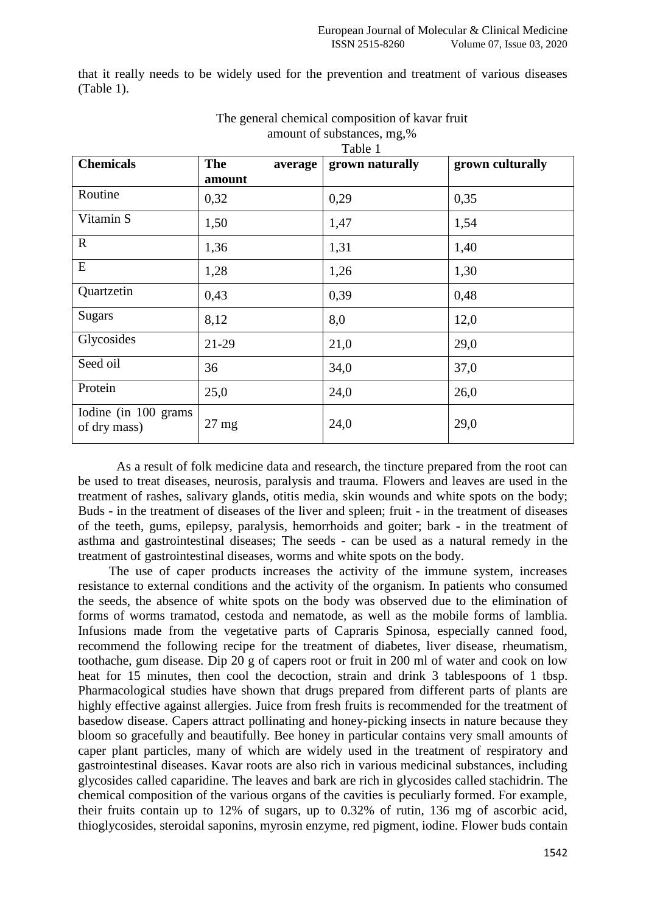that it really needs to be widely used for the prevention and treatment of various diseases (Table 1).

The general chemical composition of kavar fruit
amount of substances, mg,%

Table 1

| Chemicals | The average amount | grown naturally | grown culturally |
|---|---|---|---|
| Routine | 0,32 | 0,29 | 0,35 |
| Vitamin S | 1,50 | 1,47 | 1,54 |
| R | 1,36 | 1,31 | 1,40 |
| E | 1,28 | 1,26 | 1,30 |
| Quartzetin | 0,43 | 0,39 | 0,48 |
| Sugars | 8,12 | 8,0 | 12,0 |
| Glycosides | 21-29 | 21,0 | 29,0 |
| Seed oil | 36 | 34,0 | 37,0 |
| Protein | 25,0 | 24,0 | 26,0 |
| Iodine (in 100 grams of dry mass) | 27 mg | 24,0 | 29,0 |

As a result of folk medicine data and research, the tincture prepared from the root can be used to treat diseases, neurosis, paralysis and trauma. Flowers and leaves are used in the treatment of rashes, salivary glands, otitis media, skin wounds and white spots on the body; Buds - in the treatment of diseases of the liver and spleen; fruit - in the treatment of diseases of the teeth, gums, epilepsy, paralysis, hemorrhoids and goiter; bark - in the treatment of asthma and gastrointestinal diseases; The seeds - can be used as a natural remedy in the treatment of gastrointestinal diseases, worms and white spots on the body.

The use of caper products increases the activity of the immune system, increases resistance to external conditions and the activity of the organism. In patients who consumed the seeds, the absence of white spots on the body was observed due to the elimination of forms of worms tramatod, cestoda and nematode, as well as the mobile forms of lamblia. Infusions made from the vegetative parts of Caprraris Spinosa, especially canned food, recommend the following recipe for the treatment of diabetes, liver disease, rheumatism, toothache, gum disease. Dip 20 g of capers root or fruit in 200 ml of water and cook on low heat for 15 minutes, then cool the decoction, strain and drink 3 tablespoons of 1 tbsp. Pharmacological studies have shown that drugs prepared from different parts of plants are highly effective against allergies. Juice from fresh fruits is recommended for the treatment of basedow disease. Capers attract pollinating and honey-picking insects in nature because they bloom so gracefully and beautifully. Bee honey in particular contains very small amounts of caper plant particles, many of which are widely used in the treatment of respiratory and gastrointestinal diseases. Kavar roots are also rich in various medicinal substances, including glycosides called caparidine. The leaves and bark are rich in glycosides called stachidrin. The chemical composition of the various organs of the cavities is peculiarly formed. For example, their fruits contain up to 12% of sugars, up to 0.32% of rutin, 136 mg of ascorbic acid, thioglycosides, steroidal saponins, myrosin enzyme, red pigment, iodine. Flower buds contain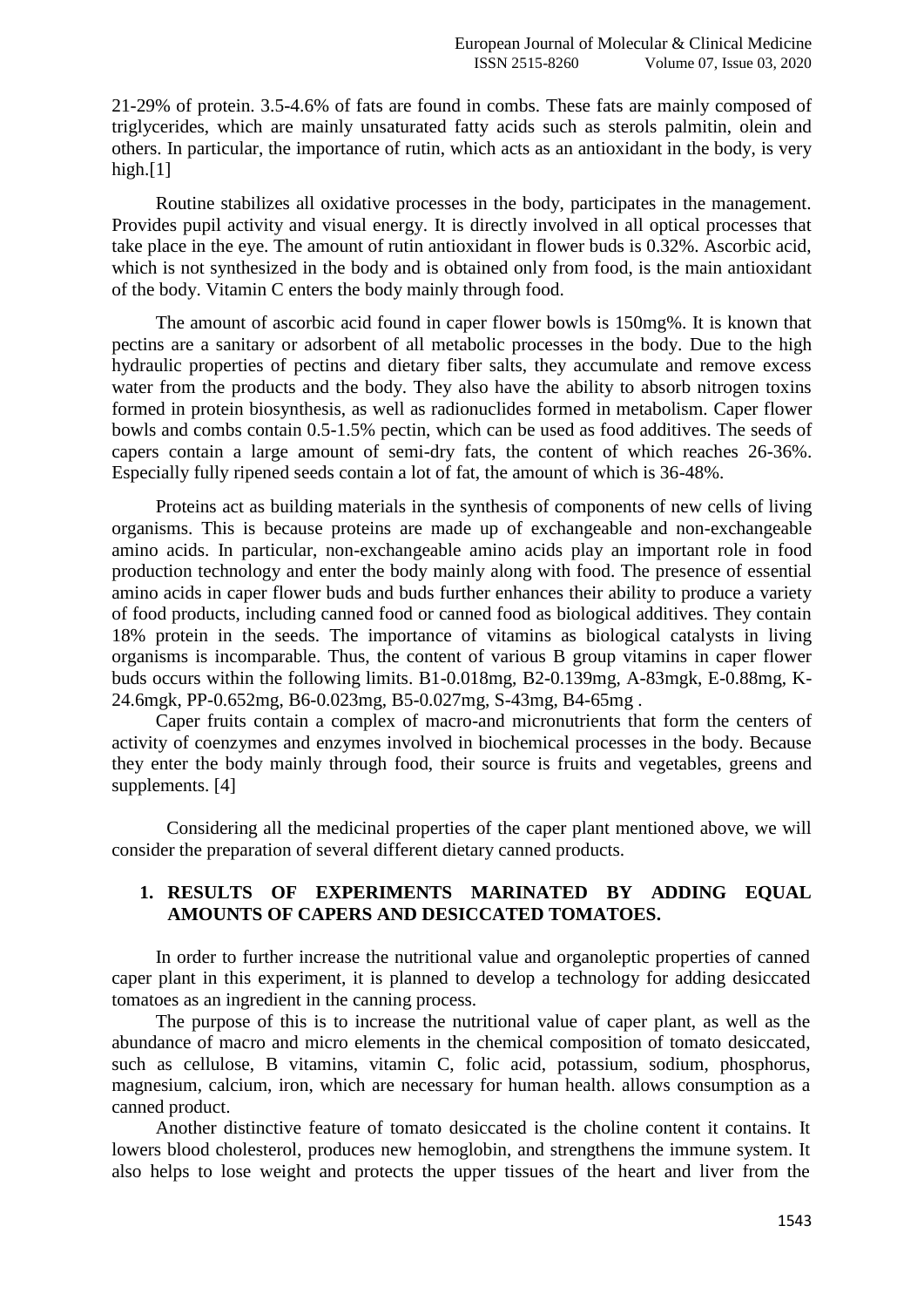21-29% of protein. 3.5-4.6% of fats are found in combs. These fats are mainly composed of triglycerides, which are mainly unsaturated fatty acids such as sterols palmitin, olein and others. In particular, the importance of rutin, which acts as an antioxidant in the body, is very high.[1]

Routine stabilizes all oxidative processes in the body, participates in the management. Provides pupil activity and visual energy. It is directly involved in all optical processes that take place in the eye. The amount of rutin antioxidant in flower buds is 0.32%. Ascorbic acid, which is not synthesized in the body and is obtained only from food, is the main antioxidant of the body. Vitamin C enters the body mainly through food.

The amount of ascorbic acid found in caper flower bowls is 150mg%. It is known that pectins are a sanitary or adsorbent of all metabolic processes in the body. Due to the high hydraulic properties of pectins and dietary fiber salts, they accumulate and remove excess water from the products and the body. They also have the ability to absorb nitrogen toxins formed in protein biosynthesis, as well as radionuclides formed in metabolism. Caper flower bowls and combs contain 0.5-1.5% pectin, which can be used as food additives. The seeds of capers contain a large amount of semi-dry fats, the content of which reaches 26-36%. Especially fully ripened seeds contain a lot of fat, the amount of which is 36-48%.

Proteins act as building materials in the synthesis of components of new cells of living organisms. This is because proteins are made up of exchangeable and non-exchangeable amino acids. In particular, non-exchangeable amino acids play an important role in food production technology and enter the body mainly along with food. The presence of essential amino acids in caper flower buds and buds further enhances their ability to produce a variety of food products, including canned food or canned food as biological additives. They contain 18% protein in the seeds. The importance of vitamins as biological catalysts in living organisms is incomparable. Thus, the content of various B group vitamins in caper flower buds occurs within the following limits. B1-0.018mg, B2-0.139mg, A-83mgk, E-0.88mg, K-24.6mgk, PP-0.652mg, B6-0.023mg, B5-0.027mg, S-43mg, B4-65mg .

Caper fruits contain a complex of macro-and micronutrients that form the centers of activity of coenzymes and enzymes involved in biochemical processes in the body. Because they enter the body mainly through food, their source is fruits and vegetables, greens and supplements. [4]

Considering all the medicinal properties of the caper plant mentioned above, we will consider the preparation of several different dietary canned products.

## 1. RESULTS OF EXPERIMENTS MARINATED BY ADDING EQUAL AMOUNTS OF CAPERS AND DESICCATED TOMATOES.

In order to further increase the nutritional value and organoleptic properties of canned caper plant in this experiment, it is planned to develop a technology for adding desiccated tomatoes as an ingredient in the canning process.

The purpose of this is to increase the nutritional value of caper plant, as well as the abundance of macro and micro elements in the chemical composition of tomato desiccated, such as cellulose, B vitamins, vitamin C, folic acid, potassium, sodium, phosphorus, magnesium, calcium, iron, which are necessary for human health. allows consumption as a canned product.

Another distinctive feature of tomato desiccated is the choline content it contains. It lowers blood cholesterol, produces new hemoglobin, and strengthens the immune system. It also helps to lose weight and protects the upper tissues of the heart and liver from the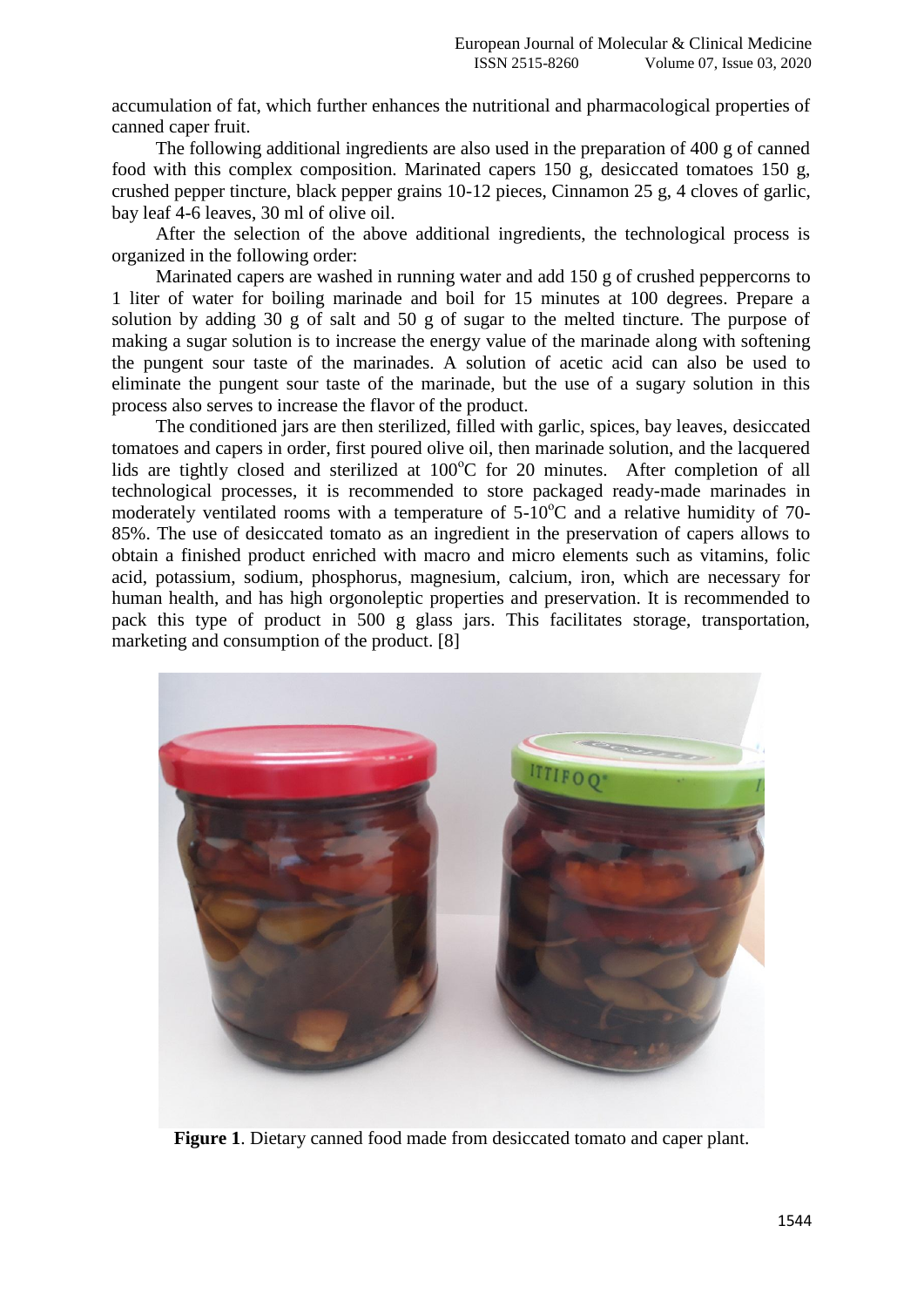accumulation of fat, which further enhances the nutritional and pharmacological properties of canned caper fruit.

The following additional ingredients are also used in the preparation of 400 g of canned food with this complex composition. Marinated capers 150 g, desiccated tomatoes 150 g, crushed pepper tincture, black pepper grains 10-12 pieces, Cinnamon 25 g, 4 cloves of garlic, bay leaf 4-6 leaves, 30 ml of olive oil.

After the selection of the above additional ingredients, the technological process is organized in the following order:

Marinated capers are washed in running water and add 150 g of crushed peppercorns to 1 liter of water for boiling marinade and boil for 15 minutes at 100 degrees. Prepare a solution by adding 30 g of salt and 50 g of sugar to the melted tincture. The purpose of making a sugar solution is to increase the energy value of the marinade along with softening the pungent sour taste of the marinades. A solution of acetic acid can also be used to eliminate the pungent sour taste of the marinade, but the use of a sugary solution in this process also serves to increase the flavor of the product.

The conditioned jars are then sterilized, filled with garlic, spices, bay leaves, desiccated tomatoes and capers in order, first poured olive oil, then marinade solution, and the lacquered lids are tightly closed and sterilized at $100^{o}$C for 20 minutes. After completion of all technological processes, it is recommended to store packaged ready-made marinades in moderately ventilated rooms with a temperature of 5-$10^{o}$C and a relative humidity of 70-85%. The use of desiccated tomato as an ingredient in the preservation of capers allows to obtain a finished product enriched with macro and micro elements such as vitamins, folic acid, potassium, sodium, phosphorus, magnesium, calcium, iron, which are necessary for human health, and has high orgonoleptic properties and preservation. It is recommended to pack this type of product in 500 g glass jars. This facilitates storage, transportation, marketing and consumption of the product. [8]

**Figure 1**. Dietary canned food made from desiccated tomato and caper plant.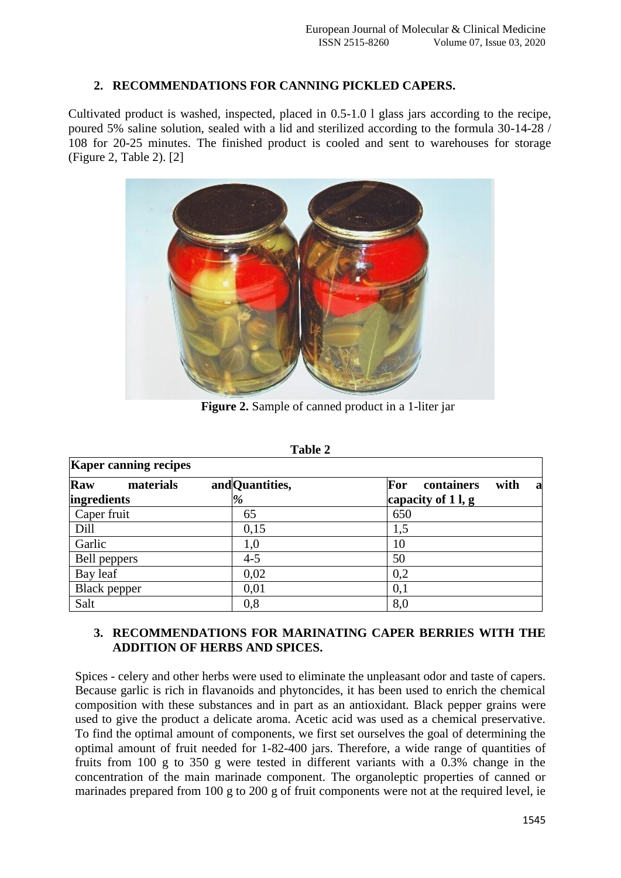## 2. RECOMMENDATIONS FOR CANNING PICKLED CAPERS.

Cultivated product is washed, inspected, placed in 0.5-1.0 l glass jars according to the recipe, poured 5% saline solution, sealed with a lid and sterilized according to the formula 30-14-28 / 108 for 20-25 minutes. The finished product is cooled and sent to warehouses for storage (Figure 2, Table 2). [2]

**Figure 2.** Sample of canned product in a 1-liter jar

**Table 2**

| **Kaper canning recipes** | | |
|---|---|---|
| **Raw materials and ingredients** | **Quantities, %** | **For containers with a capacity of 1 l, g** |
| Caper fruit | 65 | 650 |
| Dill | 0,15 | 1,5 |
| Garlic | 1,0 | 10 |
| Bell peppers | 4-5 | 50 |
| Bay leaf | 0,02 | 0,2 |
| Black pepper | 0,01 | 0,1 |
| Salt | 0,8 | 8,0 |

## 3. RECOMMENDATIONS FOR MARINATING CAPER BERRIES WITH THE ADDITION OF HERBS AND SPICES.

Spices - celery and other herbs were used to eliminate the unpleasant odor and taste of capers. Because garlic is rich in flavanoids and phytoncides, it has been used to enrich the chemical composition with these substances and in part as an antioxidant. Black pepper grains were used to give the product a delicate aroma. Acetic acid was used as a chemical preservative. To find the optimal amount of components, we first set ourselves the goal of determining the optimal amount of fruit needed for 1-82-400 jars. Therefore, a wide range of quantities of fruits from 100 g to 350 g were tested in different variants with a 0.3% change in the concentration of the main marinade component. The organoleptic properties of canned or marinades prepared from 100 g to 200 g of fruit components were not at the required level, ie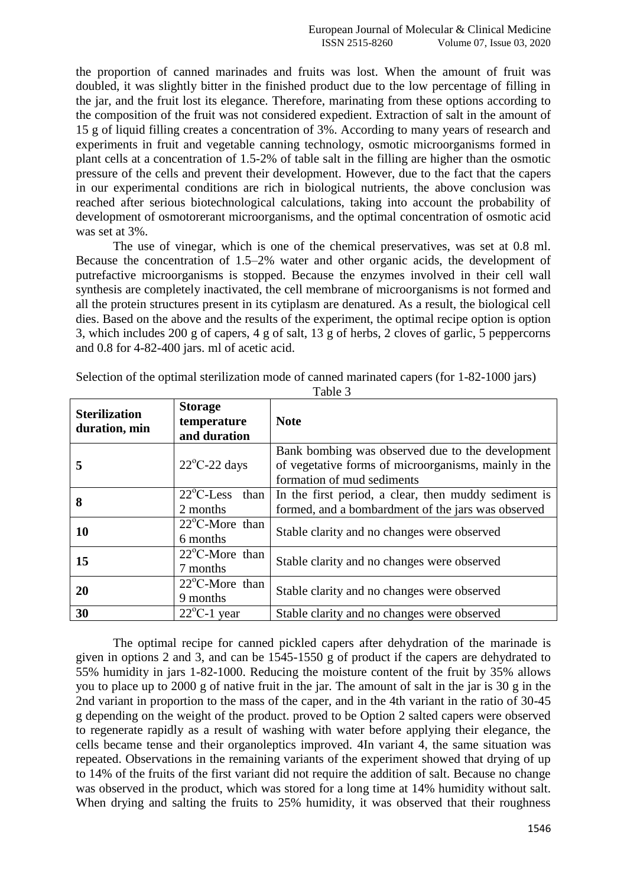the proportion of canned marinades and fruits was lost. When the amount of fruit was doubled, it was slightly bitter in the finished product due to the low percentage of filling in the jar, and the fruit lost its elegance. Therefore, marinating from these options according to the composition of the fruit was not considered expedient. Extraction of salt in the amount of 15 g of liquid filling creates a concentration of 3%. According to many years of research and experiments in fruit and vegetable canning technology, osmotic microorganisms formed in plant cells at a concentration of 1.5-2% of table salt in the filling are higher than the osmotic pressure of the cells and prevent their development. However, due to the fact that the capers in our experimental conditions are rich in biological nutrients, the above conclusion was reached after serious biotechnological calculations, taking into account the probability of development of osmotorerant microorganisms, and the optimal concentration of osmotic acid was set at 3%.

The use of vinegar, which is one of the chemical preservatives, was set at 0.8 ml. Because the concentration of 1.5–2% water and other organic acids, the development of putrefactive microorganisms is stopped. Because the enzymes involved in their cell wall synthesis are completely inactivated, the cell membrane of microorganisms is not formed and all the protein structures present in its cytiplasm are denatured. As a result, the biological cell dies. Based on the above and the results of the experiment, the optimal recipe option is option 3, which includes 200 g of capers, 4 g of salt, 13 g of herbs, 2 cloves of garlic, 5 peppercorns and 0.8 for 4-82-400 jars. ml of acetic acid.

Selection of the optimal sterilization mode of canned marinated capers (for 1-82-1000 jars)

Table 3

| Sterilization duration, min | Storage temperature and duration | Note |
|---|---|---|
| **5** | 22°C-22 days | Bank bombing was observed due to the development of vegetative forms of microorganisms, mainly in the formation of mud sediments |
| **8** | 22°C-Less than 2 months | In the first period, a clear, then muddy sediment is formed, and a bombardment of the jars was observed |
| **10** | 22°C-More than 6 months | Stable clarity and no changes were observed |
| **15** | 22°C-More than 7 months | Stable clarity and no changes were observed |
| **20** | 22°C-More than 9 months | Stable clarity and no changes were observed |
| **30** | 22°C-1 year | Stable clarity and no changes were observed |

The optimal recipe for canned pickled capers after dehydration of the marinade is given in options 2 and 3, and can be 1545-1550 g of product if the capers are dehydrated to 55% humidity in jars 1-82-1000. Reducing the moisture content of the fruit by 35% allows you to place up to 2000 g of native fruit in the jar. The amount of salt in the jar is 30 g in the 2nd variant in proportion to the mass of the caper, and in the 4th variant in the ratio of 30-45 g depending on the weight of the product. proved to be Option 2 salted capers were observed to regenerate rapidly as a result of washing with water before applying their elegance, the cells became tense and their organoleptics improved. 4In variant 4, the same situation was repeated. Observations in the remaining variants of the experiment showed that drying of up to 14% of the fruits of the first variant did not require the addition of salt. Because no change was observed in the product, which was stored for a long time at 14% humidity without salt. When drying and salting the fruits to 25% humidity, it was observed that their roughness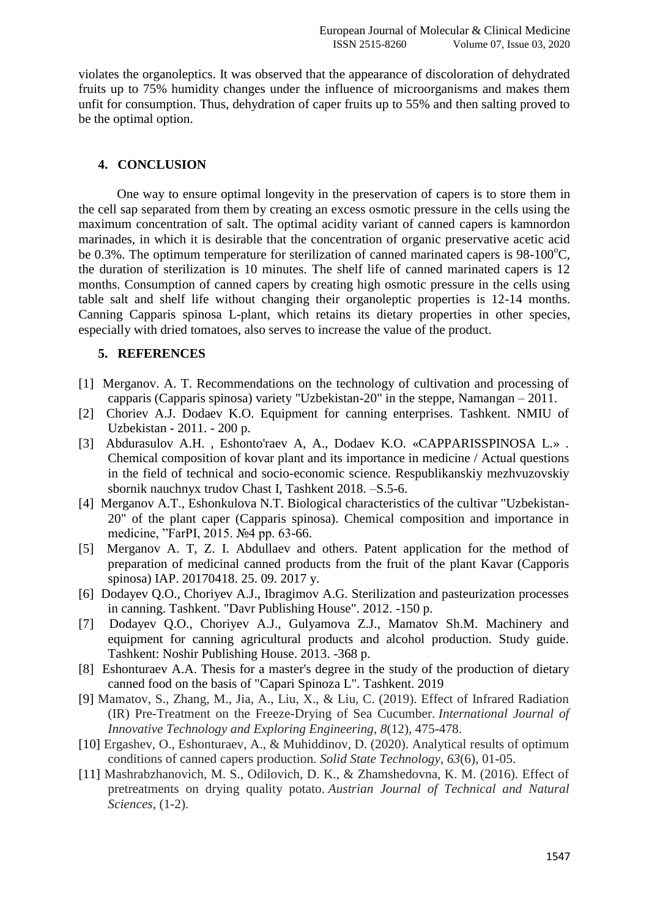violates the organoleptics. It was observed that the appearance of discoloration of dehydrated fruits up to 75% humidity changes under the influence of microorganisms and makes them unfit for consumption. Thus, dehydration of caper fruits up to 55% and then salting proved to be the optimal option.

## 4. CONCLUSION

One way to ensure optimal longevity in the preservation of capers is to store them in the cell sap separated from them by creating an excess osmotic pressure in the cells using the maximum concentration of salt. The optimal acidity variant of canned capers is kamnordon marinades, in which it is desirable that the concentration of organic preservative acetic acid be 0.3%. The optimum temperature for sterilization of canned marinated capers is 98-100$^{o}$C, the duration of sterilization is 10 minutes. The shelf life of canned marinated capers is 12 months. Consumption of canned capers by creating high osmotic pressure in the cells using table salt and shelf life without changing their organoleptic properties is 12-14 months. Canning Capparis spinosa L-plant, which retains its dietary properties in other species, especially with dried tomatoes, also serves to increase the value of the product.

## 5. REFERENCES

[1] Merganov. A. T. Recommendations on the technology of cultivation and processing of capparis (Capparis spinosa) variety "Uzbekistan-20" in the steppe, Namangan – 2011.

[2] Choriev A.J. Dodaev K.O. Equipment for canning enterprises. Tashkent. NMIU of Uzbekistan - 2011. - 200 p.

[3] Abdurasulov A.H. , Eshonto'raev A, A., Dodaev K.O. «CAPPARISSPINOSA L.» . Chemical composition of kovar plant and its importance in medicine / Actual questions in the field of technical and socio-economic science. Respublikanskiy mezhvuzovskiy sbornik nauchnyx trudov Chast I, Tashkent 2018. –S.5-6.

[4] Merganov A.T., Eshonkulova N.T. Biological characteristics of the cultivar "Uzbekistan-20" of the plant caper (Capparis spinosa). Chemical composition and importance in medicine, "FarPI, 2015. №4 pp. 63-66.

[5] Merganov A. T, Z. I. Abdullaev and others. Patent application for the method of preparation of medicinal canned products from the fruit of the plant Kavar (Capporis spinosa) IAP. 20170418. 25. 09. 2017 y.

[6] Dodayev Q.O., Choriyev A.J., Ibragimov A.G. Sterilization and pasteurization processes in canning. Tashkent. "Davr Publishing House". 2012. -150 p.

[7] Dodayev Q.O., Choriyev A.J., Gulyamova Z.J., Mamatov Sh.M. Machinery and equipment for canning agricultural products and alcohol production. Study guide. Tashkent: Noshir Publishing House. 2013. -368 p.

[8] Eshonturaev A.A. Thesis for a master's degree in the study of the production of dietary canned food on the basis of "Capari Spinoza L". Tashkent. 2019

[9] Mamatov, S., Zhang, M., Jia, A., Liu, X., & Liu, C. (2019). Effect of Infrared Radiation (IR) Pre-Treatment on the Freeze-Drying of Sea Cucumber. *International Journal of Innovative Technology and Exploring Engineering*, *8*(12), 475-478.

[10] Ergashev, O., Eshonturaev, A., & Muhiddinov, D. (2020). Analytical results of optimum conditions of canned capers production. *Solid State Technology*, *63*(6), 01-05.

[11] Mashrabzhanovich, M. S., Odilovich, D. K., & Zhamshedovna, K. M. (2016). Effect of pretreatments on drying quality potato. *Austrian Journal of Technical and Natural Sciences*, (1-2).